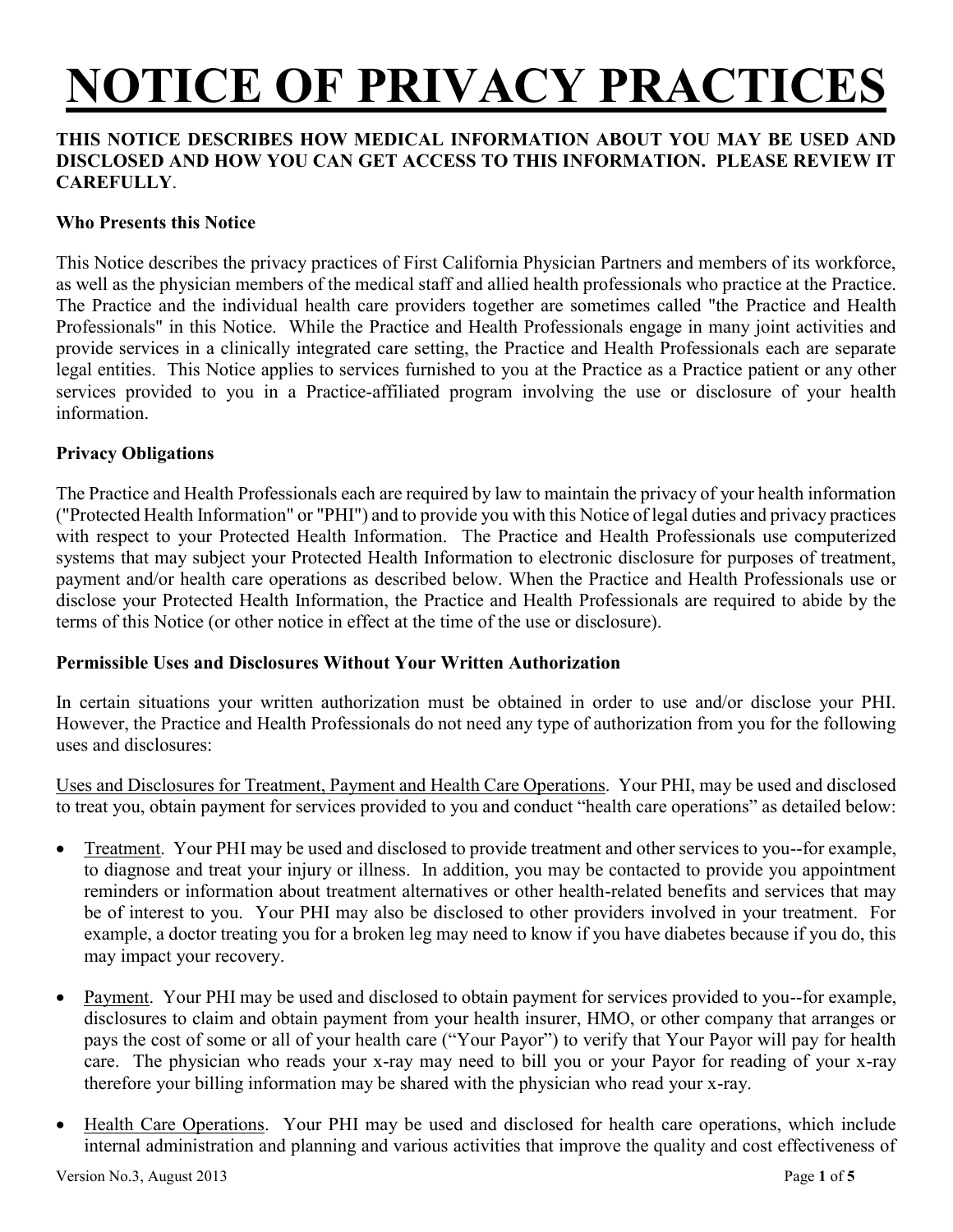# NOTICE OF PRIVACY PRACTICES

**THIS NOTICE DESCRIBES HOW MEDICAL INFORMATION ABOUT YOU MAY BE USED AND DISCLOSED AND HOW YOU CAN GET ACCESS TO THIS INFORMATION. PLEASE REVIEW IT CAREFULLY**.

**Who Presents this Notice**

This Notice describes the privacy practices of First California Physician Partners and members of its workforce, as well as the physician members of the medical staff and allied health professionals who practice at the Practice. The Practice and the individual health care providers together are sometimes called "the Practice and Health Professionals" in this Notice. While the Practice and Health Professionals engage in many joint activities and provide services in a clinically integrated care setting, the Practice and Health Professionals each are separate legal entities. This Notice applies to services furnished to you at the Practice as a Practice patient or any other services provided to you in a Practice-affiliated program involving the use or disclosure of your health information.

**Privacy Obligations**

The Practice and Health Professionals each are required by law to maintain the privacy of your health information ("Protected Health Information" or "PHI") and to provide you with this Notice of legal duties and privacy practices with respect to your Protected Health Information. The Practice and Health Professionals use computerized systems that may subject your Protected Health Information to electronic disclosure for purposes of treatment, payment and/or health care operations as described below. When the Practice and Health Professionals use or disclose your Protected Health Information, the Practice and Health Professionals are required to abide by the terms of this Notice (or other notice in effect at the time of the use or disclosure).

**Permissible Uses and Disclosures Without Your Written Authorization**

In certain situations your written authorization must be obtained in order to use and/or disclose your PHI. However, the Practice and Health Professionals do not need any type of authorization from you for the following uses and disclosures:

<u>Uses and Disclosures for Treatment, Payment and Health Care Operations</u>. Your PHI, may be used and disclosed to treat you, obtain payment for services provided to you and conduct "health care operations" as detailed below:

- <u>Treatment</u>. Your PHI may be used and disclosed to provide treatment and other services to you--for example, to diagnose and treat your injury or illness. In addition, you may be contacted to provide you appointment reminders or information about treatment alternatives or other health-related benefits and services that may be of interest to you. Your PHI may also be disclosed to other providers involved in your treatment. For example, a doctor treating you for a broken leg may need to know if you have diabetes because if you do, this may impact your recovery.

- <u>Payment</u>. Your PHI may be used and disclosed to obtain payment for services provided to you--for example, disclosures to claim and obtain payment from your health insurer, HMO, or other company that arranges or pays the cost of some or all of your health care ("Your Payor") to verify that Your Payor will pay for health care. The physician who reads your x-ray may need to bill you or your Payor for reading of your x-ray therefore your billing information may be shared with the physician who read your x-ray.

- <u>Health Care Operations</u>. Your PHI may be used and disclosed for health care operations, which include internal administration and planning and various activities that improve the quality and cost effectiveness of

Version No.3, August 2013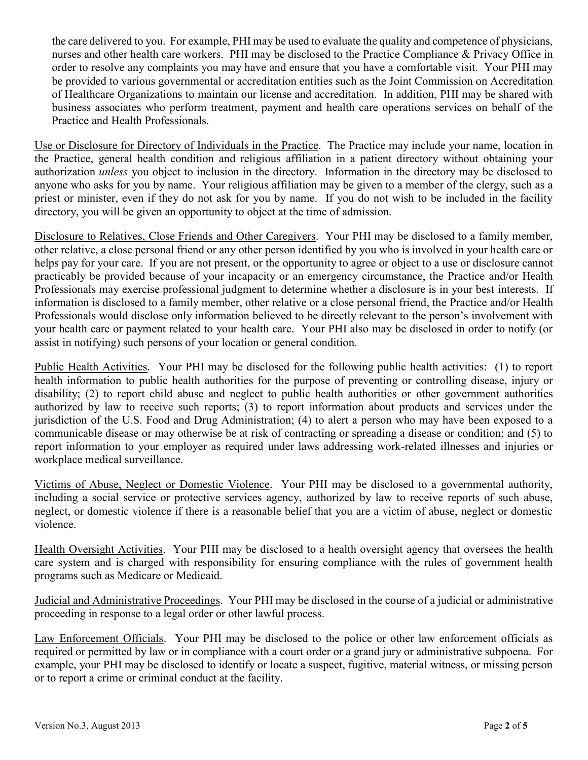the care delivered to you. For example, PHI may be used to evaluate the quality and competence of physicians, nurses and other health care workers. PHI may be disclosed to the Practice Compliance & Privacy Office in order to resolve any complaints you may have and ensure that you have a comfortable visit. Your PHI may be provided to various governmental or accreditation entities such as the Joint Commission on Accreditation of Healthcare Organizations to maintain our license and accreditation. In addition, PHI may be shared with business associates who perform treatment, payment and health care operations services on behalf of the Practice and Health Professionals.

<u>Use or Disclosure for Directory of Individuals in the Practice</u>. The Practice may include your name, location in the Practice, general health condition and religious affiliation in a patient directory without obtaining your authorization *unless* you object to inclusion in the directory. Information in the directory may be disclosed to anyone who asks for you by name. Your religious affiliation may be given to a member of the clergy, such as a priest or minister, even if they do not ask for you by name. If you do not wish to be included in the facility directory, you will be given an opportunity to object at the time of admission.

<u>Disclosure to Relatives, Close Friends and Other Caregivers</u>. Your PHI may be disclosed to a family member, other relative, a close personal friend or any other person identified by you who is involved in your health care or helps pay for your care. If you are not present, or the opportunity to agree or object to a use or disclosure cannot practicably be provided because of your incapacity or an emergency circumstance, the Practice and/or Health Professionals may exercise professional judgment to determine whether a disclosure is in your best interests. If information is disclosed to a family member, other relative or a close personal friend, the Practice and/or Health Professionals would disclose only information believed to be directly relevant to the person's involvement with your health care or payment related to your health care. Your PHI also may be disclosed in order to notify (or assist in notifying) such persons of your location or general condition.

<u>Public Health Activities</u>. Your PHI may be disclosed for the following public health activities: (1) to report health information to public health authorities for the purpose of preventing or controlling disease, injury or disability; (2) to report child abuse and neglect to public health authorities or other government authorities authorized by law to receive such reports; (3) to report information about products and services under the jurisdiction of the U.S. Food and Drug Administration; (4) to alert a person who may have been exposed to a communicable disease or may otherwise be at risk of contracting or spreading a disease or condition; and (5) to report information to your employer as required under laws addressing work-related illnesses and injuries or workplace medical surveillance.

<u>Victims of Abuse, Neglect or Domestic Violence</u>. Your PHI may be disclosed to a governmental authority, including a social service or protective services agency, authorized by law to receive reports of such abuse, neglect, or domestic violence if there is a reasonable belief that you are a victim of abuse, neglect or domestic violence.

<u>Health Oversight Activities</u>. Your PHI may be disclosed to a health oversight agency that oversees the health care system and is charged with responsibility for ensuring compliance with the rules of government health programs such as Medicare or Medicaid.

<u>Judicial and Administrative Proceedings</u>. Your PHI may be disclosed in the course of a judicial or administrative proceeding in response to a legal order or other lawful process.

<u>Law Enforcement Officials</u>. Your PHI may be disclosed to the police or other law enforcement officials as required or permitted by law or in compliance with a court order or a grand jury or administrative subpoena. For example, your PHI may be disclosed to identify or locate a suspect, fugitive, material witness, or missing person or to report a crime or criminal conduct at the facility.

Version No.3, August 2013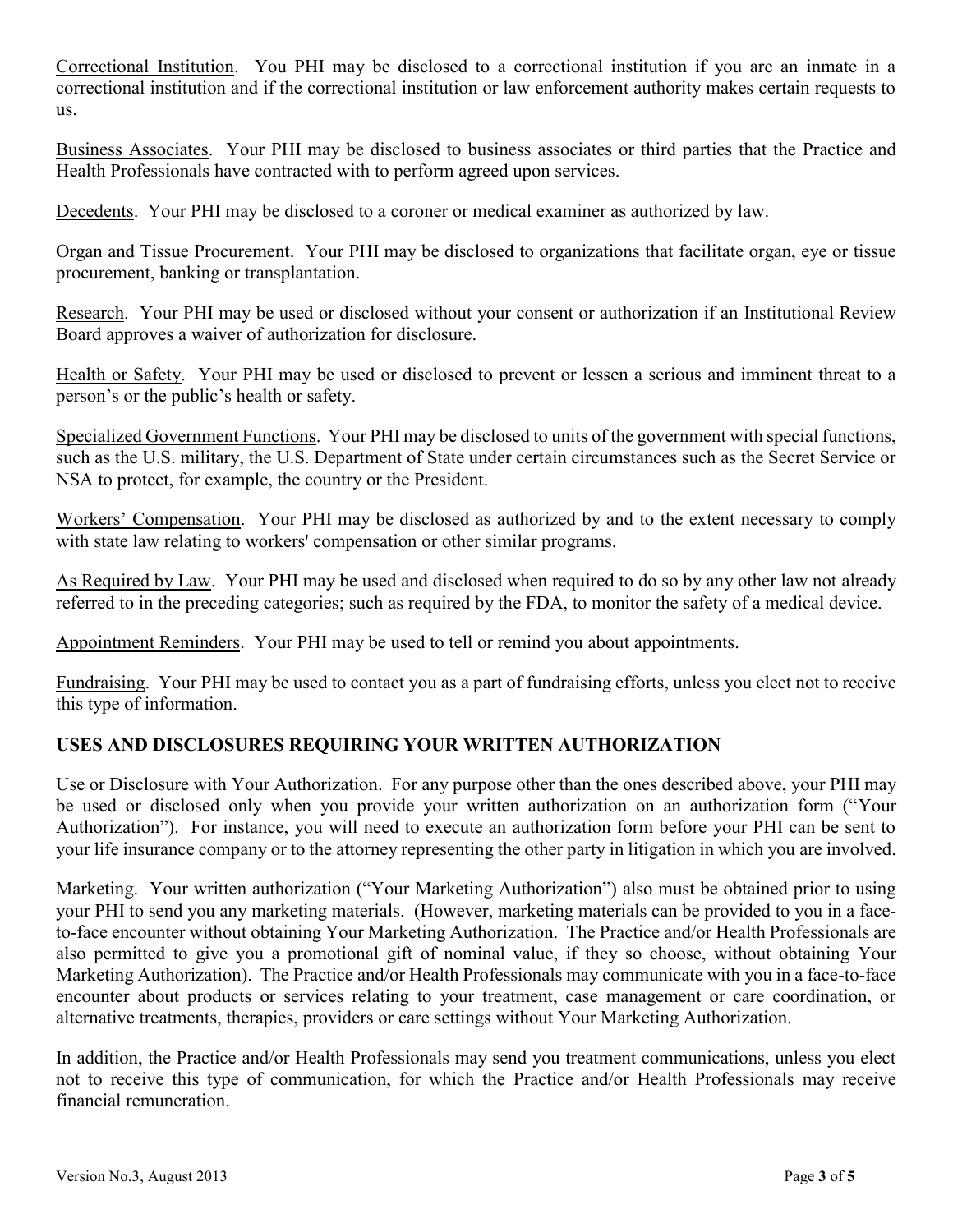Correctional Institution. You PHI may be disclosed to a correctional institution if you are an inmate in a correctional institution and if the correctional institution or law enforcement authority makes certain requests to us.

Business Associates. Your PHI may be disclosed to business associates or third parties that the Practice and Health Professionals have contracted with to perform agreed upon services.

Decedents. Your PHI may be disclosed to a coroner or medical examiner as authorized by law.

Organ and Tissue Procurement. Your PHI may be disclosed to organizations that facilitate organ, eye or tissue procurement, banking or transplantation.

Research. Your PHI may be used or disclosed without your consent or authorization if an Institutional Review Board approves a waiver of authorization for disclosure.

Health or Safety. Your PHI may be used or disclosed to prevent or lessen a serious and imminent threat to a person's or the public's health or safety.

Specialized Government Functions. Your PHI may be disclosed to units of the government with special functions, such as the U.S. military, the U.S. Department of State under certain circumstances such as the Secret Service or NSA to protect, for example, the country or the President.

Workers' Compensation. Your PHI may be disclosed as authorized by and to the extent necessary to comply with state law relating to workers' compensation or other similar programs.

As Required by Law. Your PHI may be used and disclosed when required to do so by any other law not already referred to in the preceding categories; such as required by the FDA, to monitor the safety of a medical device.

Appointment Reminders. Your PHI may be used to tell or remind you about appointments.

Fundraising. Your PHI may be used to contact you as a part of fundraising efforts, unless you elect not to receive this type of information.

## USES AND DISCLOSURES REQUIRING YOUR WRITTEN AUTHORIZATION

Use or Disclosure with Your Authorization. For any purpose other than the ones described above, your PHI may be used or disclosed only when you provide your written authorization on an authorization form ("Your Authorization"). For instance, you will need to execute an authorization form before your PHI can be sent to your life insurance company or to the attorney representing the other party in litigation in which you are involved.

Marketing. Your written authorization ("Your Marketing Authorization") also must be obtained prior to using your PHI to send you any marketing materials. (However, marketing materials can be provided to you in a face-to-face encounter without obtaining Your Marketing Authorization. The Practice and/or Health Professionals are also permitted to give you a promotional gift of nominal value, if they so choose, without obtaining Your Marketing Authorization). The Practice and/or Health Professionals may communicate with you in a face-to-face encounter about products or services relating to your treatment, case management or care coordination, or alternative treatments, therapies, providers or care settings without Your Marketing Authorization.

In addition, the Practice and/or Health Professionals may send you treatment communications, unless you elect not to receive this type of communication, for which the Practice and/or Health Professionals may receive financial remuneration.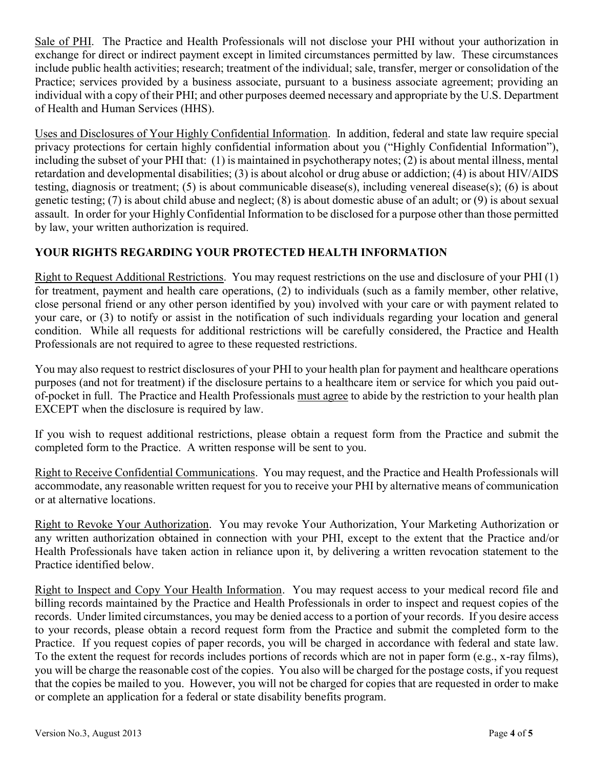<u>Sale of PHI</u>. The Practice and Health Professionals will not disclose your PHI without your authorization in exchange for direct or indirect payment except in limited circumstances permitted by law. These circumstances include public health activities; research; treatment of the individual; sale, transfer, merger or consolidation of the Practice; services provided by a business associate, pursuant to a business associate agreement; providing an individual with a copy of their PHI; and other purposes deemed necessary and appropriate by the U.S. Department of Health and Human Services (HHS).

<u>Uses and Disclosures of Your Highly Confidential Information</u>. In addition, federal and state law require special privacy protections for certain highly confidential information about you ("Highly Confidential Information"), including the subset of your PHI that: (1) is maintained in psychotherapy notes; (2) is about mental illness, mental retardation and developmental disabilities; (3) is about alcohol or drug abuse or addiction; (4) is about HIV/AIDS testing, diagnosis or treatment; (5) is about communicable disease(s), including venereal disease(s); (6) is about genetic testing; (7) is about child abuse and neglect; (8) is about domestic abuse of an adult; or (9) is about sexual assault. In order for your Highly Confidential Information to be disclosed for a purpose other than those permitted by law, your written authorization is required.

## YOUR RIGHTS REGARDING YOUR PROTECTED HEALTH INFORMATION

<u>Right to Request Additional Restrictions</u>. You may request restrictions on the use and disclosure of your PHI (1) for treatment, payment and health care operations, (2) to individuals (such as a family member, other relative, close personal friend or any other person identified by you) involved with your care or with payment related to your care, or (3) to notify or assist in the notification of such individuals regarding your location and general condition. While all requests for additional restrictions will be carefully considered, the Practice and Health Professionals are not required to agree to these requested restrictions.

You may also request to restrict disclosures of your PHI to your health plan for payment and healthcare operations purposes (and not for treatment) if the disclosure pertains to a healthcare item or service for which you paid out-of-pocket in full. The Practice and Health Professionals <u>must agree</u> to abide by the restriction to your health plan EXCEPT when the disclosure is required by law.

If you wish to request additional restrictions, please obtain a request form from the Practice and submit the completed form to the Practice. A written response will be sent to you.

<u>Right to Receive Confidential Communications</u>. You may request, and the Practice and Health Professionals will accommodate, any reasonable written request for you to receive your PHI by alternative means of communication or at alternative locations.

<u>Right to Revoke Your Authorization</u>. You may revoke Your Authorization, Your Marketing Authorization or any written authorization obtained in connection with your PHI, except to the extent that the Practice and/or Health Professionals have taken action in reliance upon it, by delivering a written revocation statement to the Practice identified below.

<u>Right to Inspect and Copy Your Health Information</u>. You may request access to your medical record file and billing records maintained by the Practice and Health Professionals in order to inspect and request copies of the records. Under limited circumstances, you may be denied access to a portion of your records. If you desire access to your records, please obtain a record request form from the Practice and submit the completed form to the Practice. If you request copies of paper records, you will be charged in accordance with federal and state law. To the extent the request for records includes portions of records which are not in paper form (e.g., x-ray films), you will be charge the reasonable cost of the copies. You also will be charged for the postage costs, if you request that the copies be mailed to you. However, you will not be charged for copies that are requested in order to make or complete an application for a federal or state disability benefits program.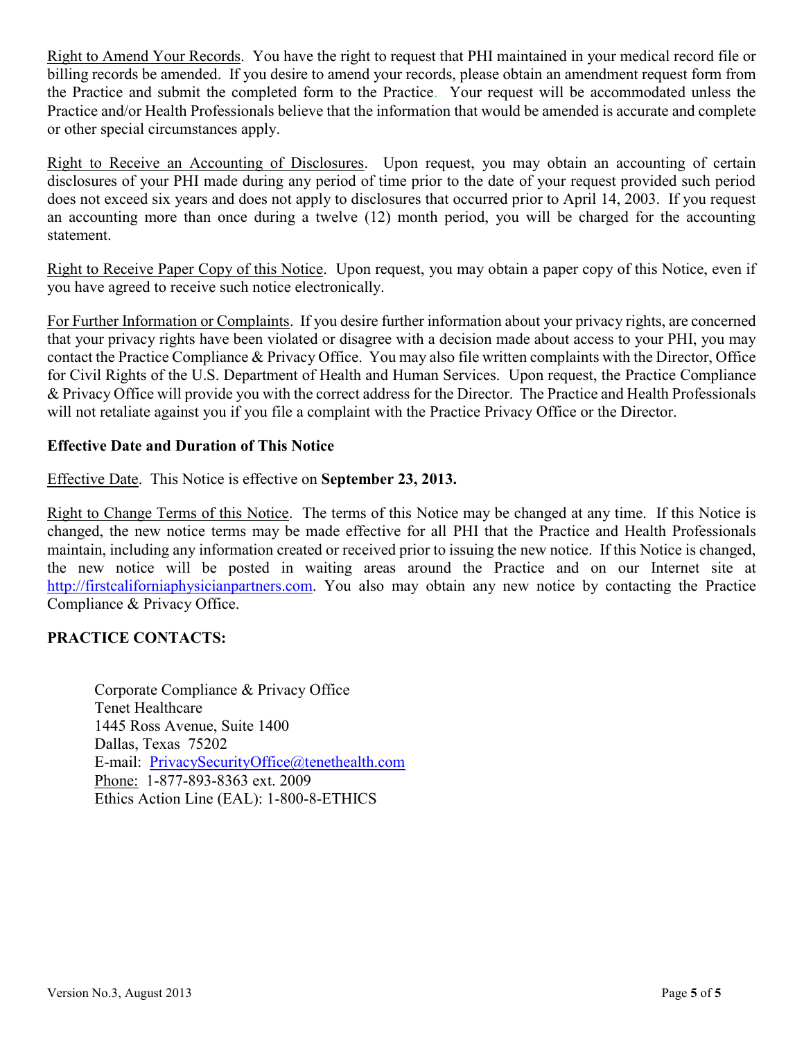Right to Amend Your Records. You have the right to request that PHI maintained in your medical record file or billing records be amended. If you desire to amend your records, please obtain an amendment request form from the Practice and submit the completed form to the Practice. Your request will be accommodated unless the Practice and/or Health Professionals believe that the information that would be amended is accurate and complete or other special circumstances apply.

Right to Receive an Accounting of Disclosures. Upon request, you may obtain an accounting of certain disclosures of your PHI made during any period of time prior to the date of your request provided such period does not exceed six years and does not apply to disclosures that occurred prior to April 14, 2003. If you request an accounting more than once during a twelve (12) month period, you will be charged for the accounting statement.

Right to Receive Paper Copy of this Notice. Upon request, you may obtain a paper copy of this Notice, even if you have agreed to receive such notice electronically.

For Further Information or Complaints. If you desire further information about your privacy rights, are concerned that your privacy rights have been violated or disagree with a decision made about access to your PHI, you may contact the Practice Compliance & Privacy Office. You may also file written complaints with the Director, Office for Civil Rights of the U.S. Department of Health and Human Services. Upon request, the Practice Compliance & Privacy Office will provide you with the correct address for the Director. The Practice and Health Professionals will not retaliate against you if you file a complaint with the Practice Privacy Office or the Director.

**Effective Date and Duration of This Notice**

Effective Date. This Notice is effective on **September 23, 2013.**

Right to Change Terms of this Notice. The terms of this Notice may be changed at any time. If this Notice is changed, the new notice terms may be made effective for all PHI that the Practice and Health Professionals maintain, including any information created or received prior to issuing the new notice. If this Notice is changed, the new notice will be posted in waiting areas around the Practice and on our Internet site at http://firstcaliforniaphysicianpartners.com. You also may obtain any new notice by contacting the Practice Compliance & Privacy Office.

**PRACTICE CONTACTS:**

Corporate Compliance & Privacy Office
Tenet Healthcare
1445 Ross Avenue, Suite 1400
Dallas, Texas 75202
E-mail: PrivacySecurityOffice@tenethealth.com
Phone: 1-877-893-8363 ext. 2009
Ethics Action Line (EAL): 1-800-8-ETHICS

Version No.3, August 2013